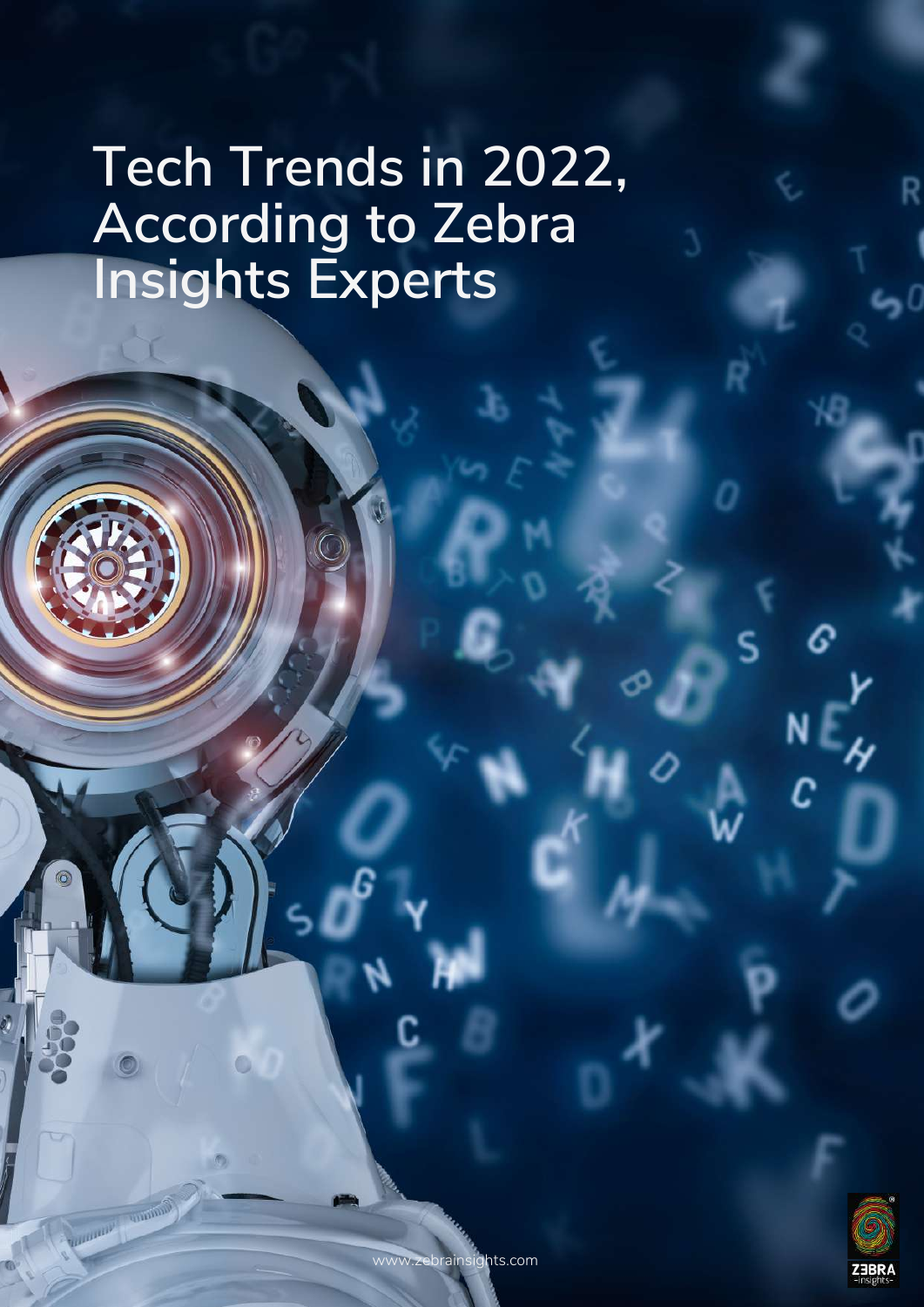# Tech Trends in 2022, According to Zebra Insights Experts

www.zebrainsights.com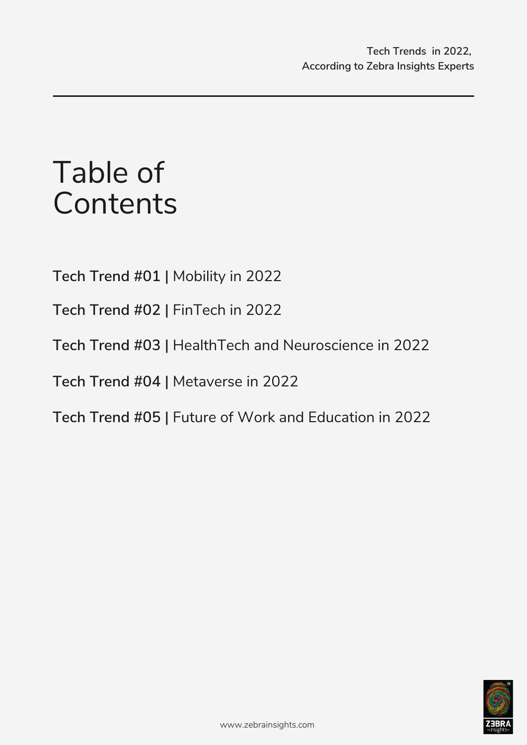# Table of Contents

**Tech Trend #01 |** Mobility in 2022

**Tech Trend #02 |** FinTech in 2022

**Tech Trend #03 |** HealthTech and Neuroscience in 2022

**Tech Trend #04 |** Metaverse in 2022

**Tech Trend #05 |** Future of Work and Education in 2022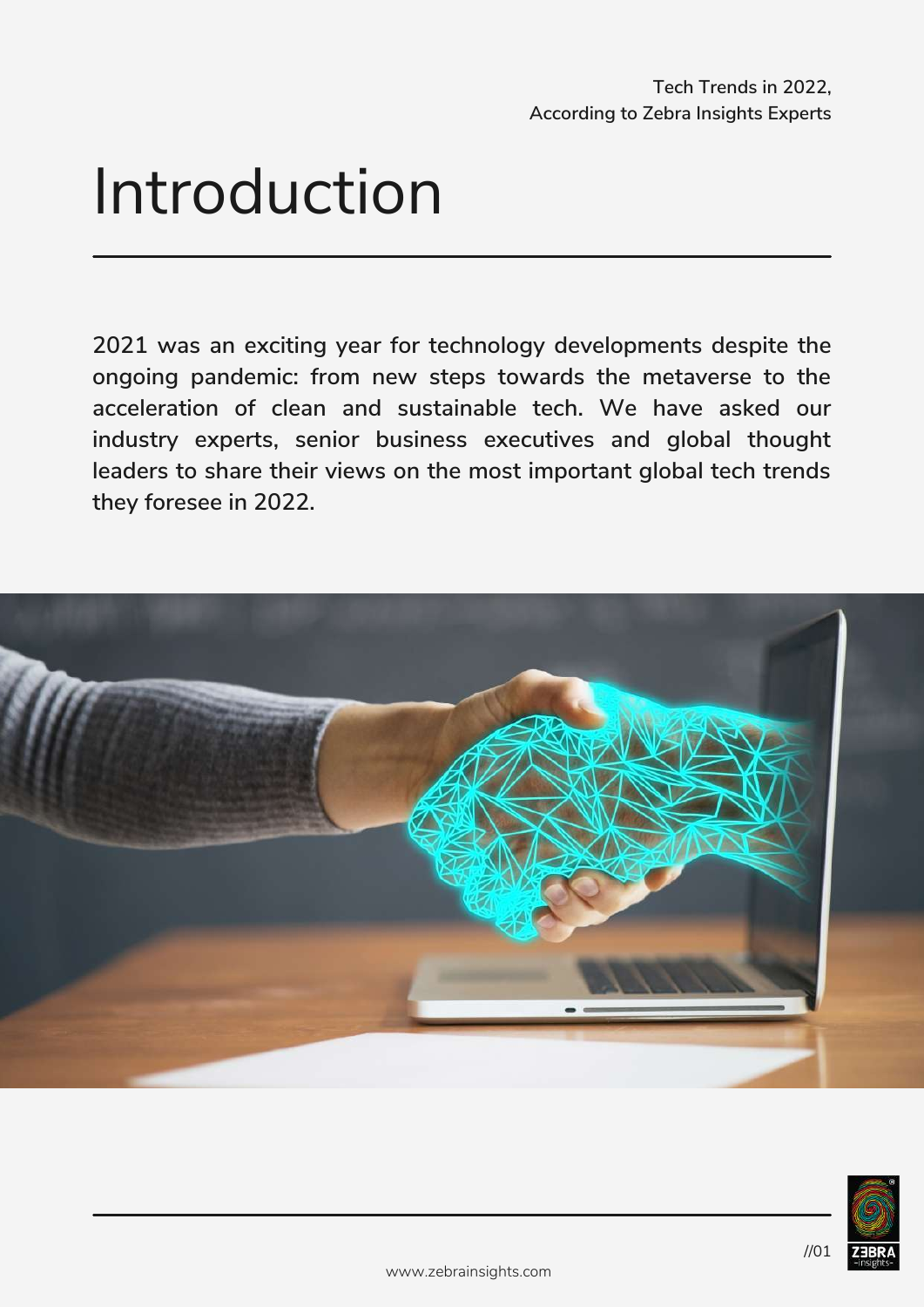# Introduction

**2021 was an exciting year for technology developments despite the ongoing pandemic: from new steps towards the metaverse to the acceleration of clean and sustainable tech. We have asked our industry experts, senior business executives and global thought leaders to share their views on the most important global tech trends they foresee in 2022.**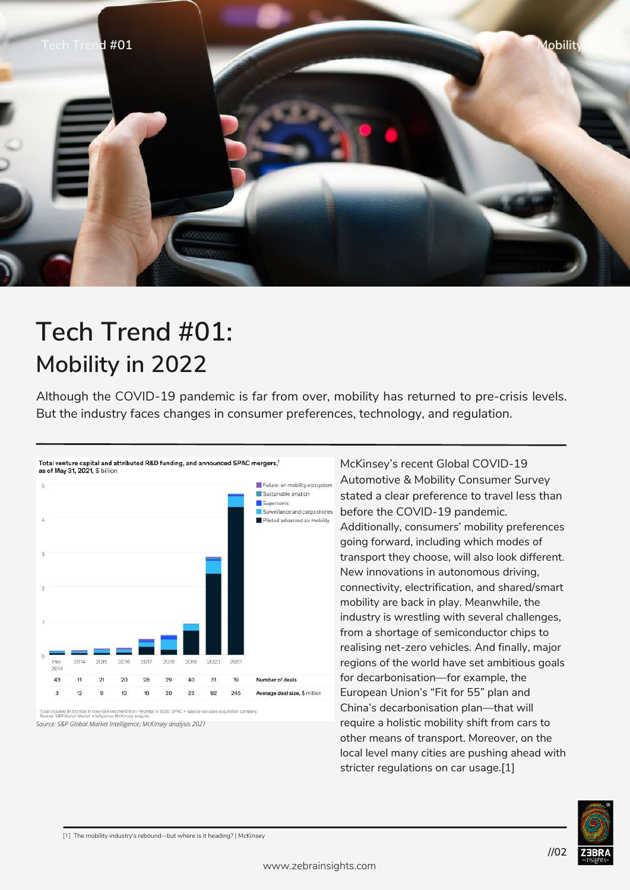# Tech Trend #01:

## Mobility in 2022

Although the COVID-19 pandemic is far from over, mobility has returned to pre-crisis levels. But the industry faces changes in consumer preferences, technology, and regulation.

**Total venture capital and attributed R&D funding, and announced SPAC mergers,**[1] **as of May 31, 2021,** $ billion

| | Pre-2014 | 2014 | 2015 | 2016 | 2017 | 2018 | 2019 | 2020 | 2021 |
|---|---|---|---|---|---|---|---|---|---|
| Number of deals | 43 | 11 | 21 | 20 | 28 | 29 | 40 | 31 | 19 |
| Average deal size, $ million | 3 | 12 | 9 | 10 | 16 | 20 | 23 | 92 | 245 |

Legend: Future-air-mobility ecosystem; Sustainable aviation; Supersonic; Surveillance and cargo drones; Piloted advanced air mobility

[1] Total includes $1.5 billion in internal investment from Hyundai in 2020. SPAC = special-purpose acquisition company.
Source: S&P Global Market Intelligence; McKinsey analysis

*Source: S&P Global Market Intelligence; McKinsey analysis 2021*

McKinsey's recent Global COVID-19 Automotive & Mobility Consumer Survey stated a clear preference to travel less than before the COVID-19 pandemic. Additionally, consumers' mobility preferences going forward, including which modes of transport they choose, will also look different. New innovations in autonomous driving, connectivity, electrification, and shared/smart mobility are back in play. Meanwhile, the industry is wrestling with several challenges, from a shortage of semiconductor chips to realising net-zero vehicles. And finally, major regions of the world have set ambitious goals for decarbonisation—for example, the European Union's "Fit for 55" plan and China's decarbonisation plan—that will require a holistic mobility shift from cars to other means of transport. Moreover, on the local level many cities are pushing ahead with stricter regulations on car usage.[1]

[1] The mobility industry's rebound--but where is it heading? | McKinsey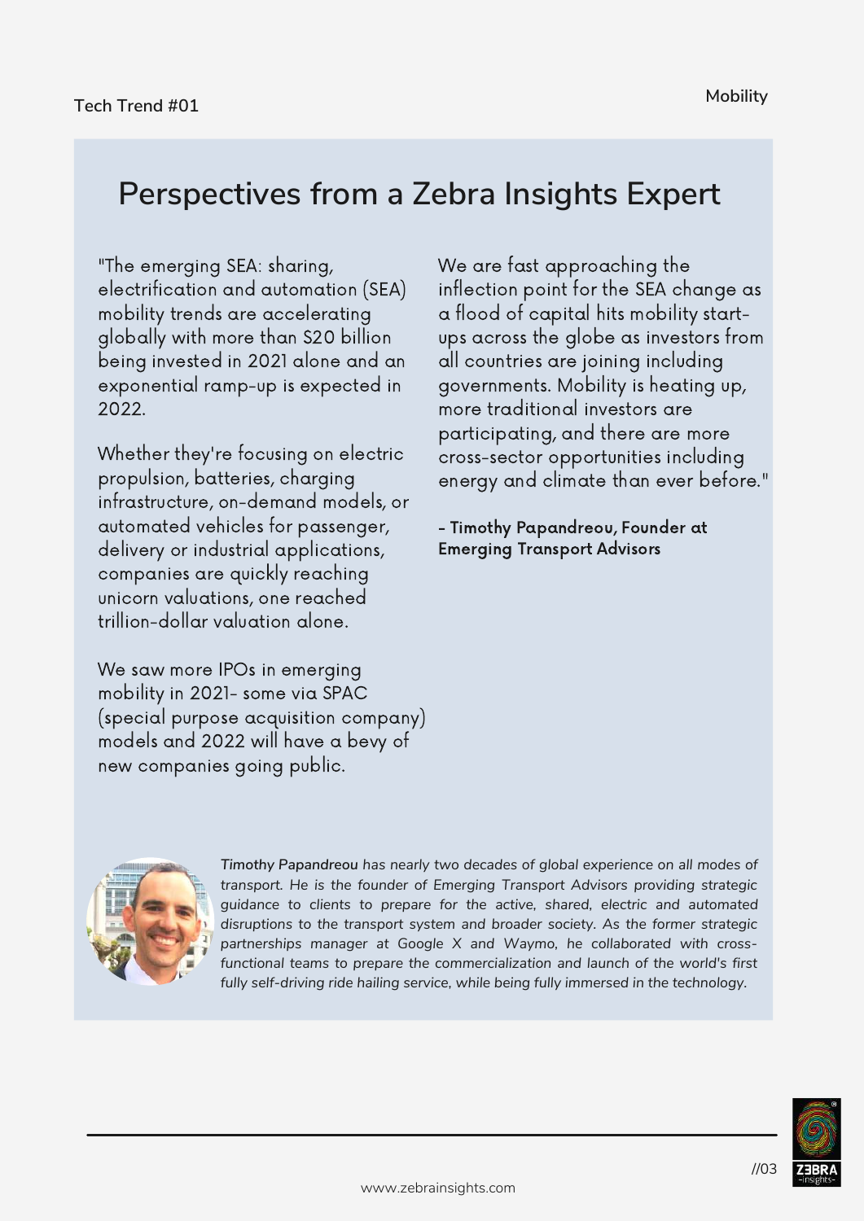Tech Trend #01

Mobility

# Perspectives from a Zebra Insights Expert

"The emerging SEA: sharing, electrification and automation (SEA) mobility trends are accelerating globally with more than $20 billion being invested in 2021 alone and an exponential ramp-up is expected in 2022.

Whether they're focusing on electric propulsion, batteries, charging infrastructure, on-demand models, or automated vehicles for passenger, delivery or industrial applications, companies are quickly reaching unicorn valuations, one reached trillion-dollar valuation alone.

We saw more IPOs in emerging mobility in 2021- some via SPAC (special purpose acquisition company) models and 2022 will have a bevy of new companies going public.

We are fast approaching the inflection point for the SEA change as a flood of capital hits mobility start-ups across the globe as investors from all countries are joining including governments. Mobility is heating up, more traditional investors are participating, and there are more cross-sector opportunities including energy and climate than ever before."

**- Timothy Papandreou, Founder at Emerging Transport Advisors**

*Timothy Papandreou has nearly two decades of global experience on all modes of transport. He is the founder of Emerging Transport Advisors providing strategic guidance to clients to prepare for the active, shared, electric and automated disruptions to the transport system and broader society. As the former strategic partnerships manager at Google X and Waymo, he collaborated with cross-functional teams to prepare the commercialization and launch of the world's first fully self-driving ride hailing service, while being fully immersed in the technology.*

www.zebrainsights.com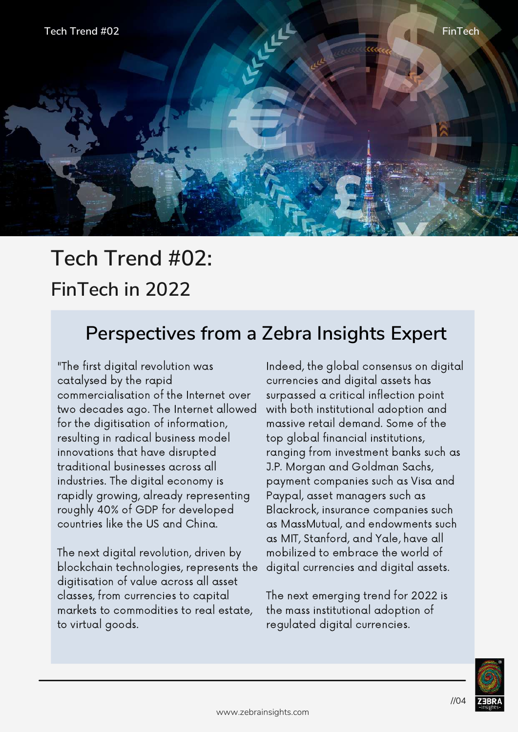# Tech Trend #02:

## FinTech in 2022

### Perspectives from a Zebra Insights Expert

"The first digital revolution was catalysed by the rapid commercialisation of the Internet over two decades ago. The Internet allowed for the digitisation of information, resulting in radical business model innovations that have disrupted traditional businesses across all industries. The digital economy is rapidly growing, already representing roughly 40% of GDP for developed countries like the US and China.

The next digital revolution, driven by blockchain technologies, represents the digitisation of value across all asset classes, from currencies to capital markets to commodities to real estate, to virtual goods.

Indeed, the global consensus on digital currencies and digital assets has surpassed a critical inflection point with both institutional adoption and massive retail demand. Some of the top global financial institutions, ranging from investment banks such as J.P. Morgan and Goldman Sachs, payment companies such as Visa and Paypal, asset managers such as Blackrock, insurance companies such as MassMutual, and endowments such as MIT, Stanford, and Yale, have all mobilized to embrace the world of digital currencies and digital assets.

The next emerging trend for 2022 is the mass institutional adoption of regulated digital currencies.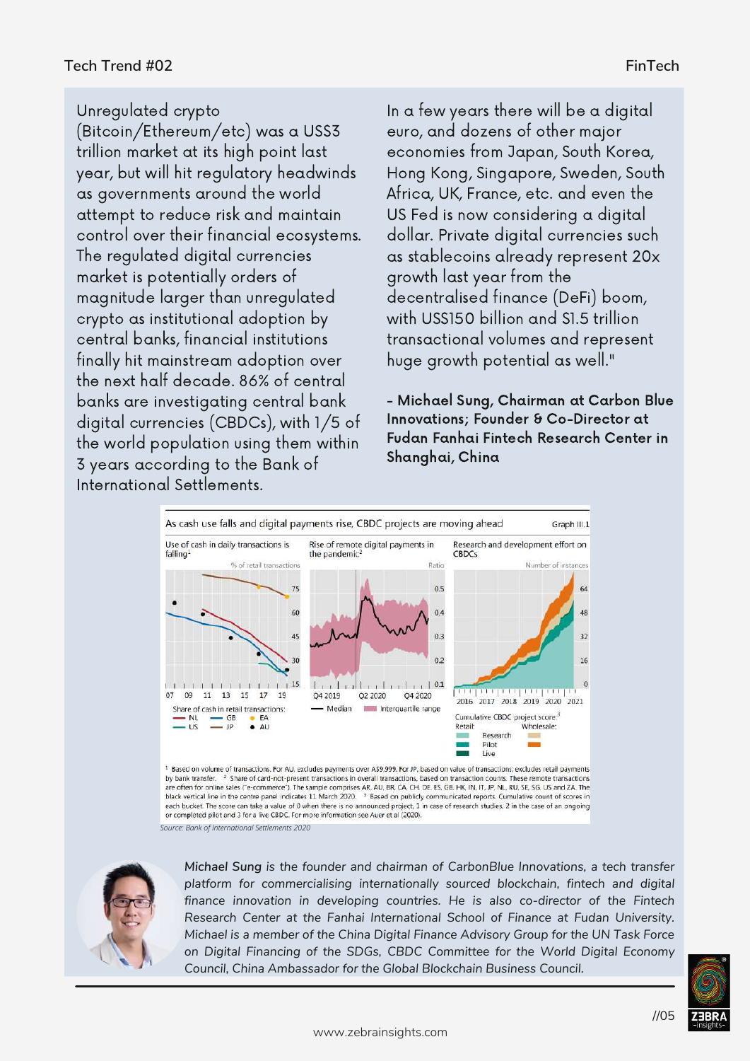Unregulated crypto (Bitcoin/Ethereum/etc) was a US$3 trillion market at its high point last year, but will hit regulatory headwinds as governments around the world attempt to reduce risk and maintain control over their financial ecosystems. The regulated digital currencies market is potentially orders of magnitude larger than unregulated crypto as institutional adoption by central banks, financial institutions finally hit mainstream adoption over the next half decade. 86% of central banks are investigating central bank digital currencies (CBDCs), with 1/5 of the world population using them within 3 years according to the Bank of International Settlements.

In a few years there will be a digital euro, and dozens of other major economies from Japan, South Korea, Hong Kong, Singapore, Sweden, South Africa, UK, France, etc. and even the US Fed is now considering a digital dollar. Private digital currencies such as stablecoins already represent 20x growth last year from the decentralised finance (DeFi) boom, with US$150 billion and $1.5 trillion transactional volumes and represent huge growth potential as well."

**- Michael Sung, Chairman at Carbon Blue Innovations; Founder & Co-Director at Fudan Fanhai Fintech Research Center in Shanghai, China**

As cash use falls and digital payments rise, CBDC projects are moving ahead — Graph III.1

Use of cash in daily transactions is falling[1] | Rise of remote digital payments in the pandemic[2] | Research and development effort on CBDCs

[1] Based on volume of transactions. For AU, excludes payments over A$9,999. For JP, based on value of transactions; excludes retail payments by bank transfer. [2] Share of card-not-present transactions in overall transactions, based on transaction counts. These remote transactions are often for online sales ("e-commerce"). The sample comprises AR, AU, BR, CA, CH, DE, ES, GB, HK, IN, IT, JP, NL, RU, SE, SG, US and ZA. The black vertical line in the centre panel indicates 11 March 2020. [3] Based on publicly communicated reports. Cumulative count of scores in each bucket. The score can take a value of 0 when there is no announced project, 1 in case of research studies, 2 in the case of an ongoing or completed pilot and 3 for a live CBDC. For more information see Auer et al (2020).

*Source: Bank of International Settlements 2020*

*Michael Sung is the founder and chairman of CarbonBlue Innovations, a tech transfer platform for commercialising internationally sourced blockchain, fintech and digital finance innovation in developing countries. He is also co-director of the Fintech Research Center at the Fanhai International School of Finance at Fudan University. Michael is a member of the China Digital Finance Advisory Group for the UN Task Force on Digital Financing of the SDGs, CBDC Committee for the World Digital Economy Council, China Ambassador for the Global Blockchain Business Council.*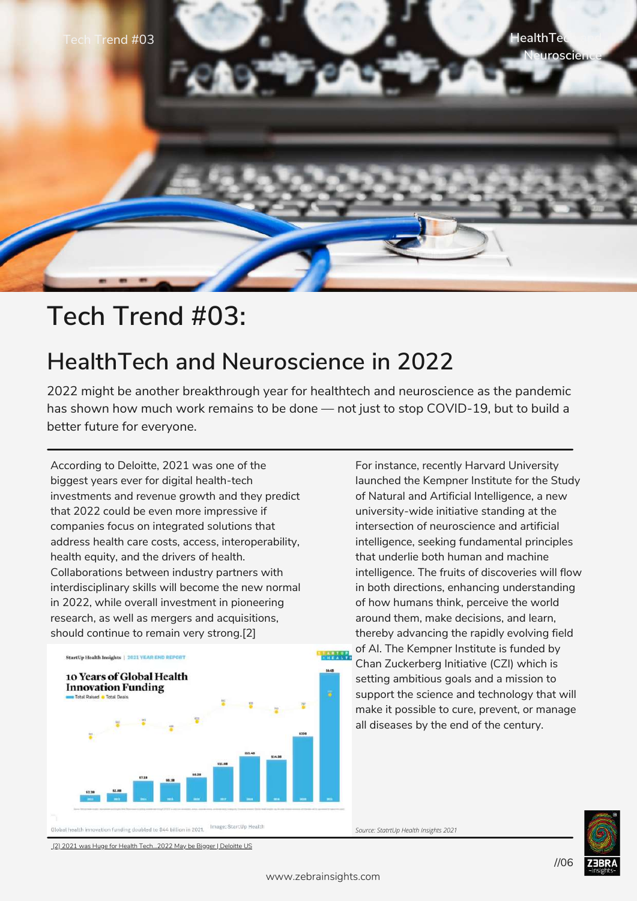# Tech Trend #03:

## HealthTech and Neuroscience in 2022

2022 might be another breakthrough year for healthtech and neuroscience as the pandemic has shown how much work remains to be done — not just to stop COVID-19, but to build a better future for everyone.

According to Deloitte, 2021 was one of the biggest years ever for digital health-tech investments and revenue growth and they predict that 2022 could be even more impressive if companies focus on integrated solutions that address health care costs, access, interoperability, health equity, and the drivers of health. Collaborations between industry partners with interdisciplinary skills will become the new normal in 2022, while overall investment in pioneering research, as well as mergers and acquisitions, should continue to remain very strong.[2]

Global health innovation funding doubled to $44 billion in 2021. Image: StartUp Health

For instance, recently Harvard University launched the Kempner Institute for the Study of Natural and Artificial Intelligence, a new university-wide initiative standing at the intersection of neuroscience and artificial intelligence, seeking fundamental principles that underlie both human and machine intelligence. The fruits of discoveries will flow in both directions, enhancing understanding of how humans think, perceive the world around them, make decisions, and learn, thereby advancing the rapidly evolving field of AI. The Kempner Institute is funded by Chan Zuckerberg Initiative (CZI) which is setting ambitious goals and a mission to support the science and technology that will make it possible to cure, prevent, or manage all diseases by the end of the century.

*Source: StatrtUp Health Insights 2021*

[2] 2021 was Huge for Health Tech...2022 May be Bigger | Deloitte US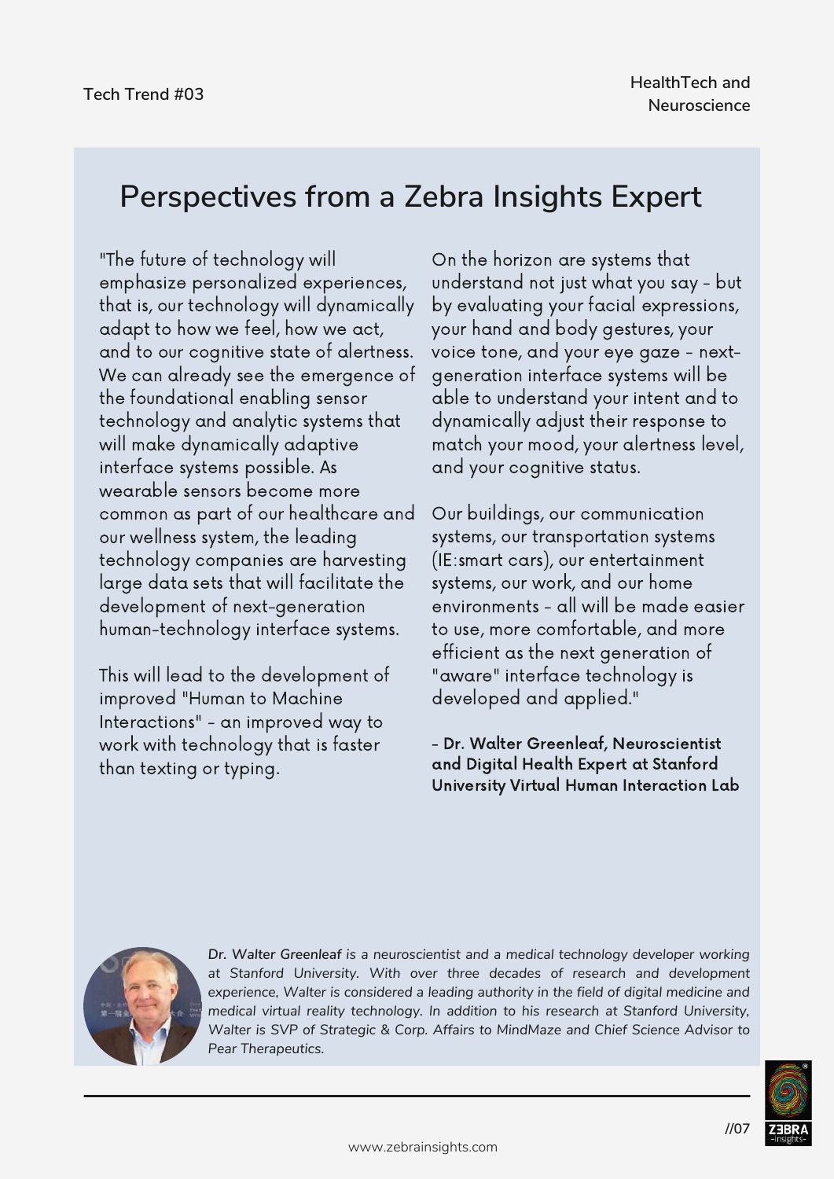## Perspectives from a Zebra Insights Expert

"The future of technology will emphasize personalized experiences, that is, our technology will dynamically adapt to how we feel, how we act, and to our cognitive state of alertness. We can already see the emergence of the foundational enabling sensor technology and analytic systems that will make dynamically adaptive interface systems possible. As wearable sensors become more common as part of our healthcare and our wellness system, the leading technology companies are harvesting large data sets that will facilitate the development of next-generation human-technology interface systems.

This will lead to the development of improved "Human to Machine Interactions" - an improved way to work with technology that is faster than texting or typing.

On the horizon are systems that understand not just what you say - but by evaluating your facial expressions, your hand and body gestures, your voice tone, and your eye gaze - next-generation interface systems will be able to understand your intent and to dynamically adjust their response to match your mood, your alertness level, and your cognitive status.

Our buildings, our communication systems, our transportation systems (IE:smart cars), our entertainment systems, our work, and our home environments - all will be made easier to use, more comfortable, and more efficient as the next generation of "aware" interface technology is developed and applied."

**- Dr. Walter Greenleaf, Neuroscientist and Digital Health Expert at Stanford University Virtual Human Interaction Lab**

*Dr. Walter Greenleaf is a neuroscientist and a medical technology developer working at Stanford University. With over three decades of research and development experience, Walter is considered a leading authority in the field of digital medicine and medical virtual reality technology. In addition to his research at Stanford University, Walter is SVP of Strategic & Corp. Affairs to MindMaze and Chief Science Advisor to Pear Therapeutics.*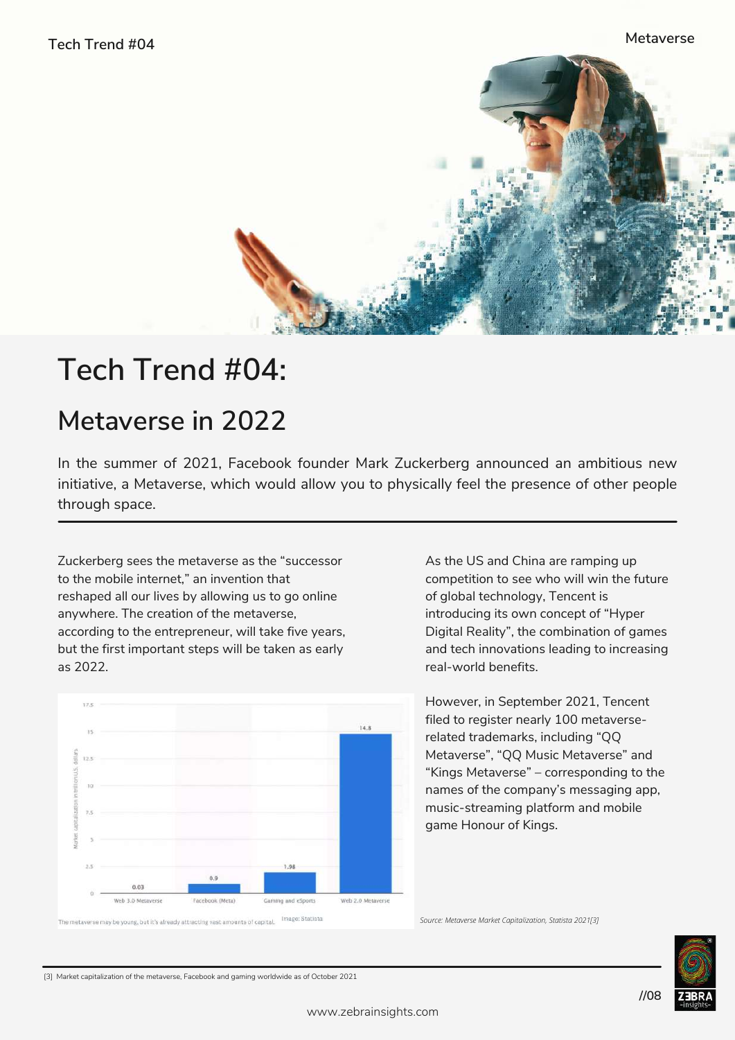# Tech Trend #04:

## Metaverse in 2022

In the summer of 2021, Facebook founder Mark Zuckerberg announced an ambitious new initiative, a Metaverse, which would allow you to physically feel the presence of other people through space.

Zuckerberg sees the metaverse as the "successor to the mobile internet," an invention that reshaped all our lives by allowing us to go online anywhere. The creation of the metaverse, according to the entrepreneur, will take five years, but the first important steps will be taken as early as 2022.

| Category | Market capitalization in trillion U.S. dollars |
| --- | --- |
| Web 3.0 Metaverse | 0.03 |
| Facebook (Meta) | 0.9 |
| Gaming and eSports | 1.98 |
| Web 2.0 Metaverse | 14.8 |

The metaverse may be young, but it's already attracting vast amounts of capital. Image: Statista

*Source: Metaverse Market Capitalization, Statista 2021[3]*

As the US and China are ramping up competition to see who will win the future of global technology, Tencent is introducing its own concept of "Hyper Digital Reality", the combination of games and tech innovations leading to increasing real-world benefits.

However, in September 2021, Tencent filed to register nearly 100 metaverse-related trademarks, including "QQ Metaverse", "QQ Music Metaverse" and "Kings Metaverse" – corresponding to the names of the company's messaging app, music-streaming platform and mobile game Honour of Kings.

[3] Market capitalization of the metaverse, Facebook and gaming worldwide as of October 2021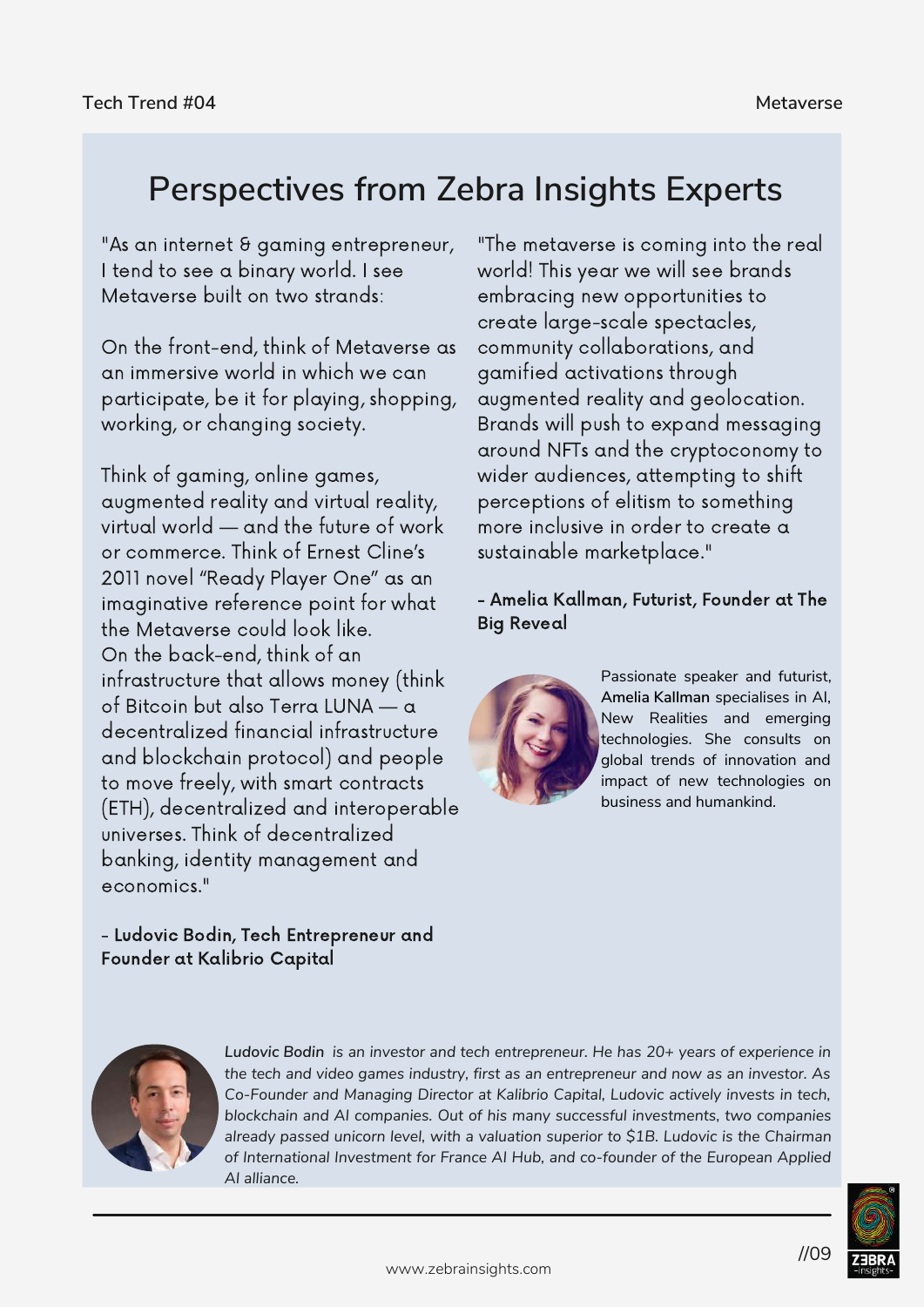# Perspectives from Zebra Insights Experts

"As an internet & gaming entrepreneur, I tend to see a binary world. I see Metaverse built on two strands:

On the front-end, think of Metaverse as an immersive world in which we can participate, be it for playing, shopping, working, or changing society.

Think of gaming, online games, augmented reality and virtual reality, virtual world — and the future of work or commerce. Think of Ernest Cline's 2011 novel "Ready Player One" as an imaginative reference point for what the Metaverse could look like.
On the back-end, think of an infrastructure that allows money (think of Bitcoin but also Terra LUNA — a decentralized financial infrastructure and blockchain protocol) and people to move freely, with smart contracts (ETH), decentralized and interoperable universes. Think of decentralized banking, identity management and economics."

**- Ludovic Bodin, Tech Entrepreneur and Founder at Kalibrio Capital**

"The metaverse is coming into the real world! This year we will see brands embracing new opportunities to create large-scale spectacles, community collaborations, and gamified activations through augmented reality and geolocation. Brands will push to expand messaging around NFTs and the cryptoconomy to wider audiences, attempting to shift perceptions of elitism to something more inclusive in order to create a sustainable marketplace."

**- Amelia Kallman, Futurist, Founder at The Big Reveal**

Passionate speaker and futurist, Amelia Kallman specialises in AI, New Realities and emerging technologies. She consults on global trends of innovation and impact of new technologies on business and humankind.

*Ludovic Bodin is an investor and tech entrepreneur. He has 20+ years of experience in the tech and video games industry, first as an entrepreneur and now as an investor. As Co-Founder and Managing Director at Kalibrio Capital, Ludovic actively invests in tech, blockchain and AI companies. Out of his many successful investments, two companies already passed unicorn level, with a valuation superior to $1B. Ludovic is the Chairman of International Investment for France AI Hub, and co-founder of the European Applied AI alliance.*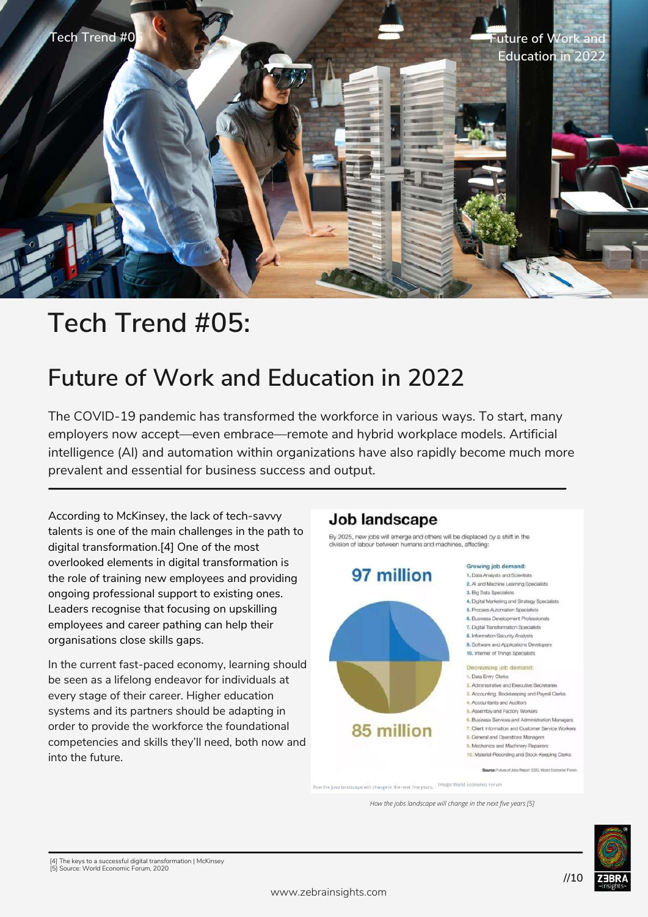# Tech Trend #05:

## Future of Work and Education in 2022

The COVID-19 pandemic has transformed the workforce in various ways. To start, many employers now accept—even embrace—remote and hybrid workplace models. Artificial intelligence (AI) and automation within organizations have also rapidly become much more prevalent and essential for business success and output.

According to McKinsey, the lack of tech-savvy talents is one of the main challenges in the path to digital transformation.[4] One of the most overlooked elements in digital transformation is the role of training new employees and providing ongoing professional support to existing ones. Leaders recognise that focusing on upskilling employees and career pathing can help their organisations close skills gaps.

In the current fast-paced economy, learning should be seen as a lifelong endeavor for individuals at every stage of their career. Higher education systems and its partners should be adapting in order to provide the workforce the foundational competencies and skills they'll need, both now and into the future.

**Job landscape**

By 2025, new jobs will emerge and others will be displaced by a shift in the division of labour between humans and machines, affecting:

97 million

85 million

**Growing job demand:**

1. Data Analysts and Scientists
2. AI and Machine Learning Specialists
3. Big Data Specialists
4. Digital Marketing and Strategy Specialists
5. Process Automation Specialists
6. Business Development Professionals
7. Digital Transformation Specialists
8. Information Security Analysts
9. Software and Applications Developers
10. Internet of Things Specialists

**Decreasing job demand:**

1. Data Entry Clerks
2. Administrative and Executive Secretaries
3. Accounting, Bookkeeping and Payroll Clerks
4. Accountants and Auditors
5. Assembly and Factory Workers
6. Business Services and Administration Managers
7. Client Information and Customer Service Workers
8. General and Operations Managers
9. Mechanics and Machinery Repairers
10. Material-Recording and Stock-Keeping Clerks

**Source:** Future of Jobs Report 2020, World Economic Forum

How the jobs landscape will change in the next five years. Image: World Economic Forum

*How the jobs landscape will change in the next five years [5]*

[4] The keys to a successful digital transformation | McKinsey
[5] Source: World Economic Forum, 2020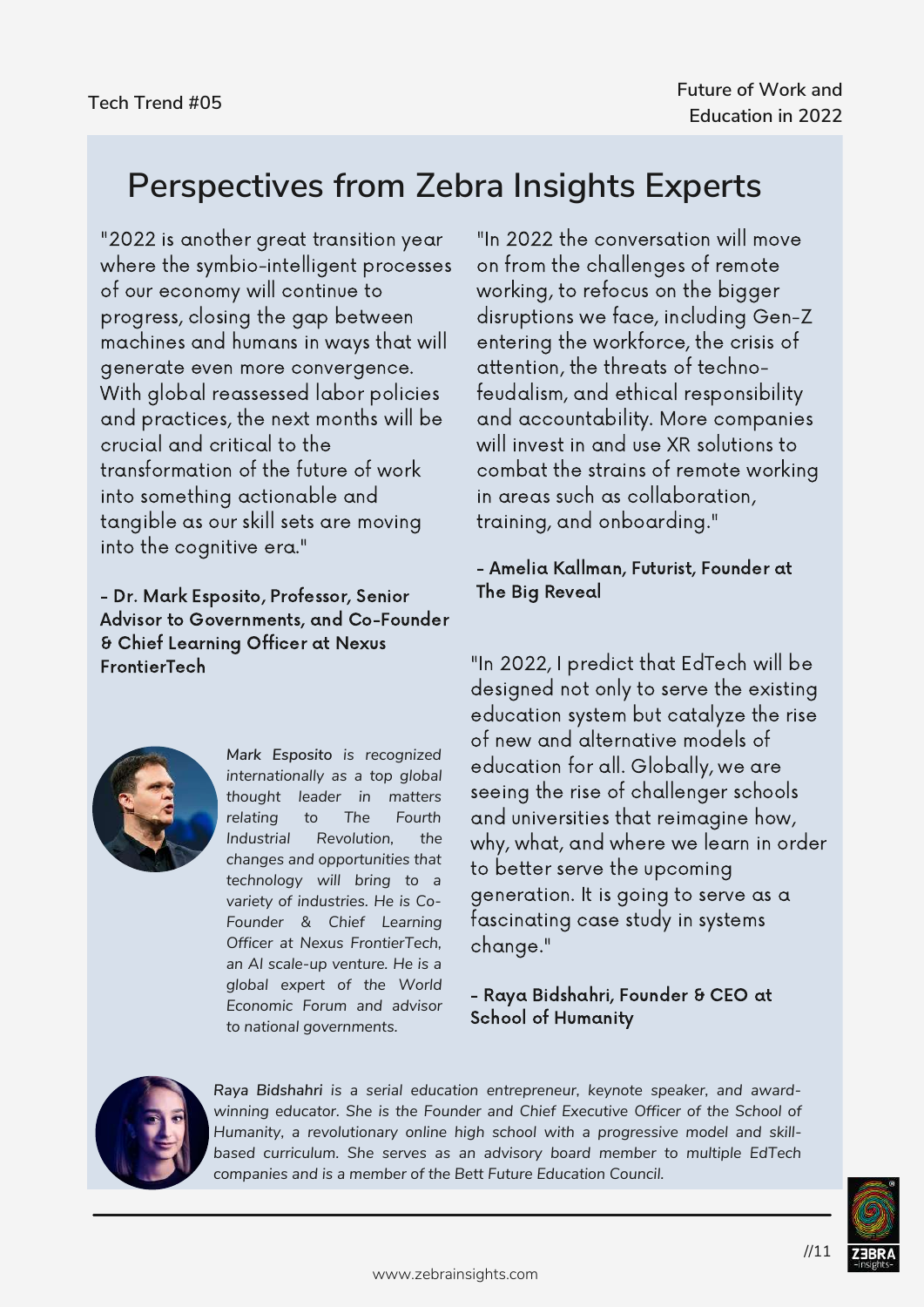# Perspectives from Zebra Insights Experts

"2022 is another great transition year where the symbio-intelligent processes of our economy will continue to progress, closing the gap between machines and humans in ways that will generate even more convergence. With global reassessed labor policies and practices, the next months will be crucial and critical to the transformation of the future of work into something actionable and tangible as our skill sets are moving into the cognitive era."

**- Dr. Mark Esposito, Professor, Senior Advisor to Governments, and Co-Founder & Chief Learning Officer at Nexus FrontierTech**

*Mark Esposito is recognized internationally as a top global thought leader in matters relating to The Fourth Industrial Revolution, the changes and opportunities that technology will bring to a variety of industries. He is Co-Founder & Chief Learning Officer at Nexus FrontierTech, an AI scale-up venture. He is a global expert of the World Economic Forum and advisor to national governments.*

"In 2022 the conversation will move on from the challenges of remote working, to refocus on the bigger disruptions we face, including Gen-Z entering the workforce, the crisis of attention, the threats of techno-feudalism, and ethical responsibility and accountability. More companies will invest in and use XR solutions to combat the strains of remote working in areas such as collaboration, training, and onboarding."

**- Amelia Kallman, Futurist, Founder at The Big Reveal**

"In 2022, I predict that EdTech will be designed not only to serve the existing education system but catalyze the rise of new and alternative models of education for all. Globally, we are seeing the rise of challenger schools and universities that reimagine how, why, what, and where we learn in order to better serve the upcoming generation. It is going to serve as a fascinating case study in systems change."

**- Raya Bidshahri, Founder & CEO at School of Humanity**

*Raya Bidshahri is a serial education entrepreneur, keynote speaker, and award-winning educator. She is the Founder and Chief Executive Officer of the School of Humanity, a revolutionary online high school with a progressive model and skill-based curriculum. She serves as an advisory board member to multiple EdTech companies and is a member of the Bett Future Education Council.*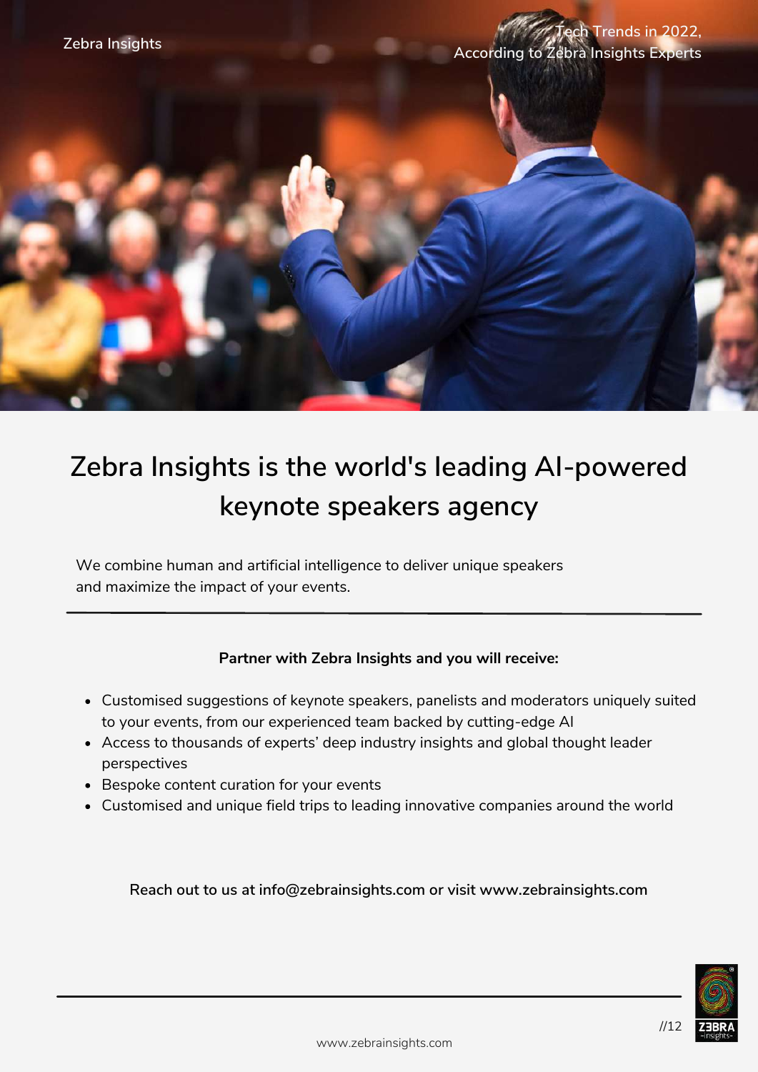# Zebra Insights is the world's leading AI-powered keynote speakers agency

We combine human and artificial intelligence to deliver unique speakers and maximize the impact of your events.

---

**Partner with Zebra Insights and you will receive:**

- Customised suggestions of keynote speakers, panelists and moderators uniquely suited to your events, from our experienced team backed by cutting-edge AI
- Access to thousands of experts' deep industry insights and global thought leader perspectives
- Bespoke content curation for your events
- Customised and unique field trips to leading innovative companies around the world

Reach out to us at info@zebrainsights.com or visit www.zebrainsights.com